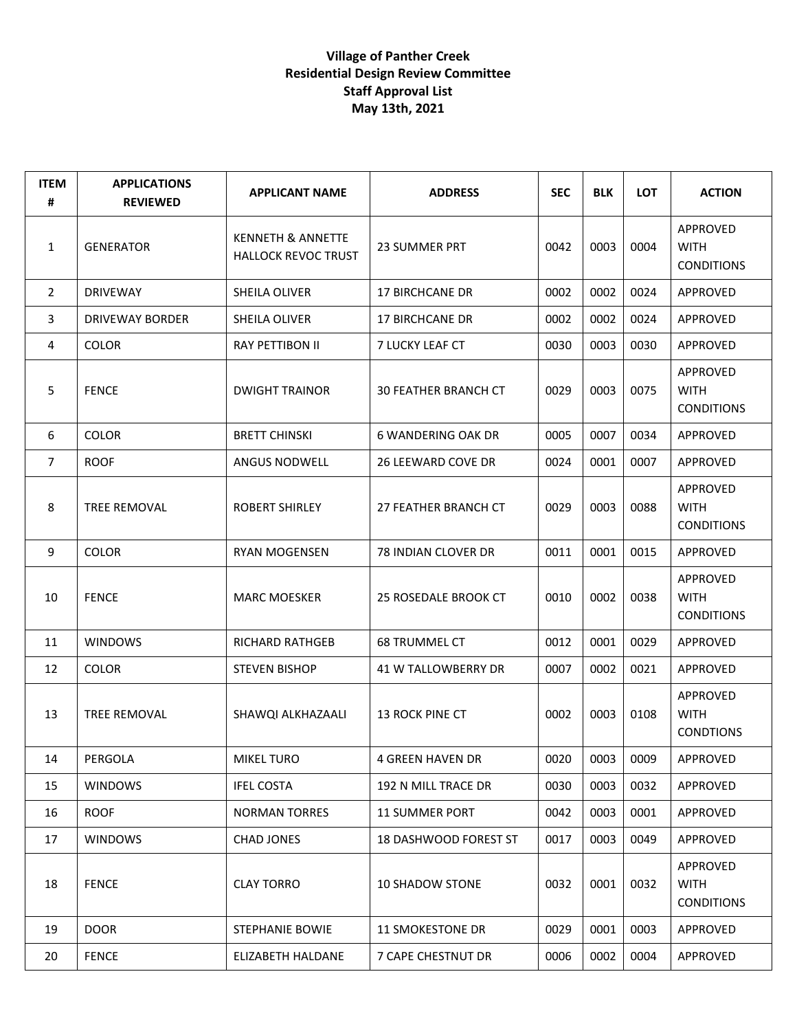**Village of Panther Creek**
**Residential Design Review Committee**
**Staff Approval List**
**May 13th, 2021**

| ITEM # | APPLICATIONS REVIEWED | APPLICANT NAME | ADDRESS | SEC | BLK | LOT | ACTION |
|---|---|---|---|---|---|---|---|
| 1 | GENERATOR | KENNETH & ANNETTE HALLOCK REVOC TRUST | 23 SUMMER PRT | 0042 | 0003 | 0004 | APPROVED WITH CONDITIONS |
| 2 | DRIVEWAY | SHEILA OLIVER | 17 BIRCHCANE DR | 0002 | 0002 | 0024 | APPROVED |
| 3 | DRIVEWAY BORDER | SHEILA OLIVER | 17 BIRCHCANE DR | 0002 | 0002 | 0024 | APPROVED |
| 4 | COLOR | RAY PETTIBON II | 7 LUCKY LEAF CT | 0030 | 0003 | 0030 | APPROVED |
| 5 | FENCE | DWIGHT TRAINOR | 30 FEATHER BRANCH CT | 0029 | 0003 | 0075 | APPROVED WITH CONDITIONS |
| 6 | COLOR | BRETT CHINSKI | 6 WANDERING OAK DR | 0005 | 0007 | 0034 | APPROVED |
| 7 | ROOF | ANGUS NODWELL | 26 LEEWARD COVE DR | 0024 | 0001 | 0007 | APPROVED |
| 8 | TREE REMOVAL | ROBERT SHIRLEY | 27 FEATHER BRANCH CT | 0029 | 0003 | 0088 | APPROVED WITH CONDITIONS |
| 9 | COLOR | RYAN MOGENSEN | 78 INDIAN CLOVER DR | 0011 | 0001 | 0015 | APPROVED |
| 10 | FENCE | MARC MOESKER | 25 ROSEDALE BROOK CT | 0010 | 0002 | 0038 | APPROVED WITH CONDITIONS |
| 11 | WINDOWS | RICHARD RATHGEB | 68 TRUMMEL CT | 0012 | 0001 | 0029 | APPROVED |
| 12 | COLOR | STEVEN BISHOP | 41 W TALLOWBERRY DR | 0007 | 0002 | 0021 | APPROVED |
| 13 | TREE REMOVAL | SHAWQI ALKHAZAALI | 13 ROCK PINE CT | 0002 | 0003 | 0108 | APPROVED WITH CONDTIONS |
| 14 | PERGOLA | MIKEL TURO | 4 GREEN HAVEN DR | 0020 | 0003 | 0009 | APPROVED |
| 15 | WINDOWS | IFEL COSTA | 192 N MILL TRACE DR | 0030 | 0003 | 0032 | APPROVED |
| 16 | ROOF | NORMAN TORRES | 11 SUMMER PORT | 0042 | 0003 | 0001 | APPROVED |
| 17 | WINDOWS | CHAD JONES | 18 DASHWOOD FOREST ST | 0017 | 0003 | 0049 | APPROVED |
| 18 | FENCE | CLAY TORRO | 10 SHADOW STONE | 0032 | 0001 | 0032 | APPROVED WITH CONDITIONS |
| 19 | DOOR | STEPHANIE BOWIE | 11 SMOKESTONE DR | 0029 | 0001 | 0003 | APPROVED |
| 20 | FENCE | ELIZABETH HALDANE | 7 CAPE CHESTNUT DR | 0006 | 0002 | 0004 | APPROVED |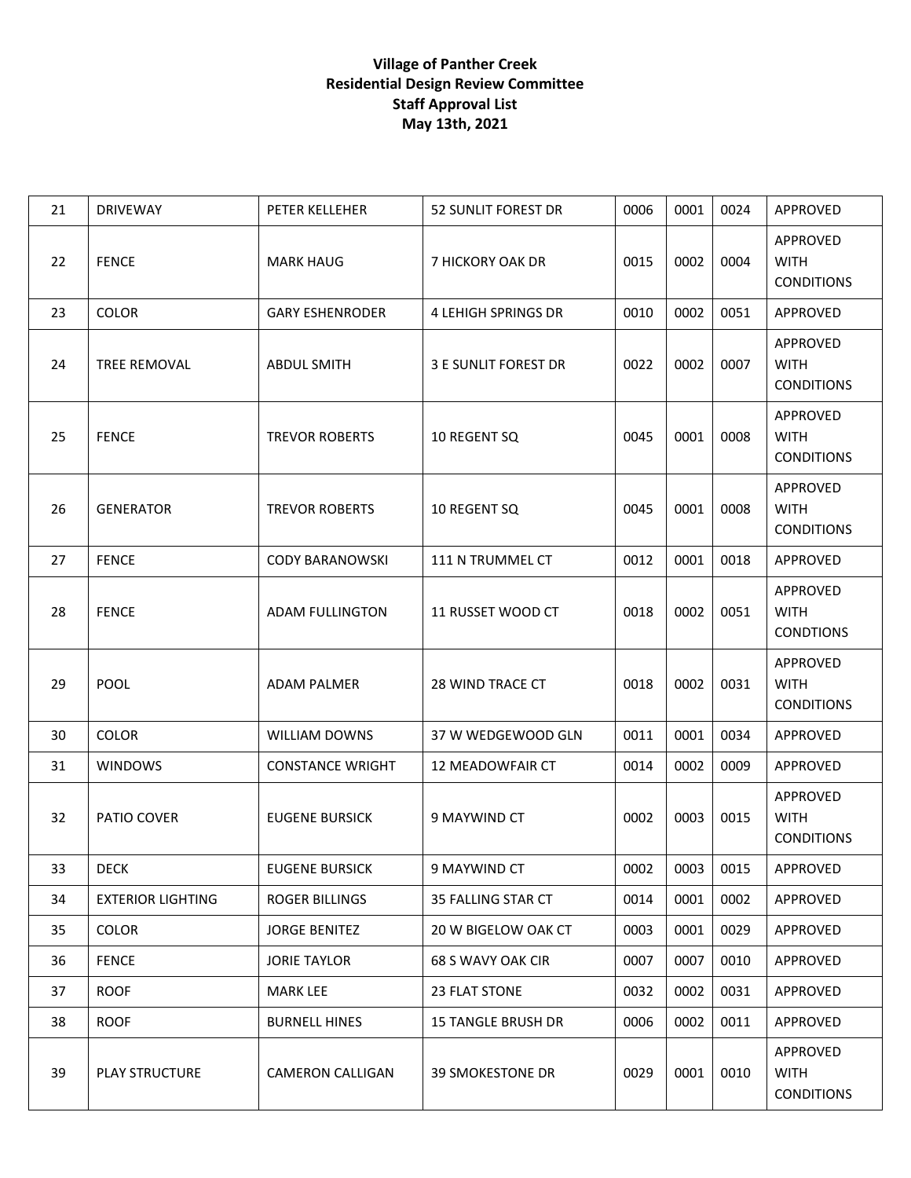**Village of Panther Creek**
**Residential Design Review Committee**
**Staff Approval List**
**May 13th, 2021**

| | | | | | | | |
|---|---|---|---|---|---|---|---|
| 21 | DRIVEWAY | PETER KELLEHER | 52 SUNLIT FOREST DR | 0006 | 0001 | 0024 | APPROVED |
| 22 | FENCE | MARK HAUG | 7 HICKORY OAK DR | 0015 | 0002 | 0004 | APPROVED WITH CONDITIONS |
| 23 | COLOR | GARY ESHENRODER | 4 LEHIGH SPRINGS DR | 0010 | 0002 | 0051 | APPROVED |
| 24 | TREE REMOVAL | ABDUL SMITH | 3 E SUNLIT FOREST DR | 0022 | 0002 | 0007 | APPROVED WITH CONDITIONS |
| 25 | FENCE | TREVOR ROBERTS | 10 REGENT SQ | 0045 | 0001 | 0008 | APPROVED WITH CONDITIONS |
| 26 | GENERATOR | TREVOR ROBERTS | 10 REGENT SQ | 0045 | 0001 | 0008 | APPROVED WITH CONDITIONS |
| 27 | FENCE | CODY BARANOWSKI | 111 N TRUMMEL CT | 0012 | 0001 | 0018 | APPROVED |
| 28 | FENCE | ADAM FULLINGTON | 11 RUSSET WOOD CT | 0018 | 0002 | 0051 | APPROVED WITH CONDTIONS |
| 29 | POOL | ADAM PALMER | 28 WIND TRACE CT | 0018 | 0002 | 0031 | APPROVED WITH CONDITIONS |
| 30 | COLOR | WILLIAM DOWNS | 37 W WEDGEWOOD GLN | 0011 | 0001 | 0034 | APPROVED |
| 31 | WINDOWS | CONSTANCE WRIGHT | 12 MEADOWFAIR CT | 0014 | 0002 | 0009 | APPROVED |
| 32 | PATIO COVER | EUGENE BURSICK | 9 MAYWIND CT | 0002 | 0003 | 0015 | APPROVED WITH CONDITIONS |
| 33 | DECK | EUGENE BURSICK | 9 MAYWIND CT | 0002 | 0003 | 0015 | APPROVED |
| 34 | EXTERIOR LIGHTING | ROGER BILLINGS | 35 FALLING STAR CT | 0014 | 0001 | 0002 | APPROVED |
| 35 | COLOR | JORGE BENITEZ | 20 W BIGELOW OAK CT | 0003 | 0001 | 0029 | APPROVED |
| 36 | FENCE | JORIE TAYLOR | 68 S WAVY OAK CIR | 0007 | 0007 | 0010 | APPROVED |
| 37 | ROOF | MARK LEE | 23 FLAT STONE | 0032 | 0002 | 0031 | APPROVED |
| 38 | ROOF | BURNELL HINES | 15 TANGLE BRUSH DR | 0006 | 0002 | 0011 | APPROVED |
| 39 | PLAY STRUCTURE | CAMERON CALLIGAN | 39 SMOKESTONE DR | 0029 | 0001 | 0010 | APPROVED WITH CONDITIONS |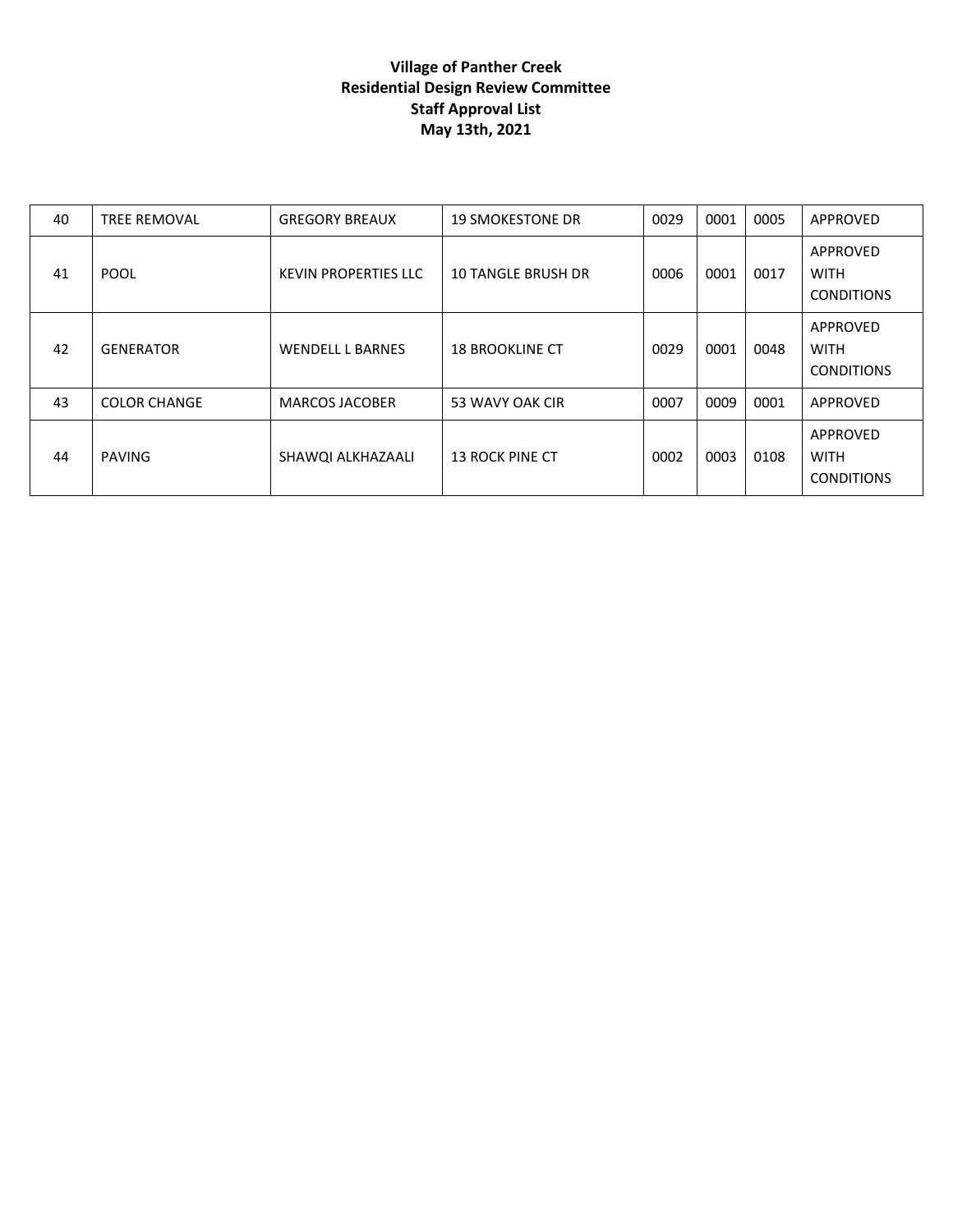**Village of Panther Creek**
**Residential Design Review Committee**
**Staff Approval List**
**May 13th, 2021**

| | | | | | | | |
|---|---|---|---|---|---|---|---|
| 40 | TREE REMOVAL | GREGORY BREAUX | 19 SMOKESTONE DR | 0029 | 0001 | 0005 | APPROVED |
| 41 | POOL | KEVIN PROPERTIES LLC | 10 TANGLE BRUSH DR | 0006 | 0001 | 0017 | APPROVED WITH CONDITIONS |
| 42 | GENERATOR | WENDELL L BARNES | 18 BROOKLINE CT | 0029 | 0001 | 0048 | APPROVED WITH CONDITIONS |
| 43 | COLOR CHANGE | MARCOS JACOBER | 53 WAVY OAK CIR | 0007 | 0009 | 0001 | APPROVED |
| 44 | PAVING | SHAWQI ALKHAZAALI | 13 ROCK PINE CT | 0002 | 0003 | 0108 | APPROVED WITH CONDITIONS |